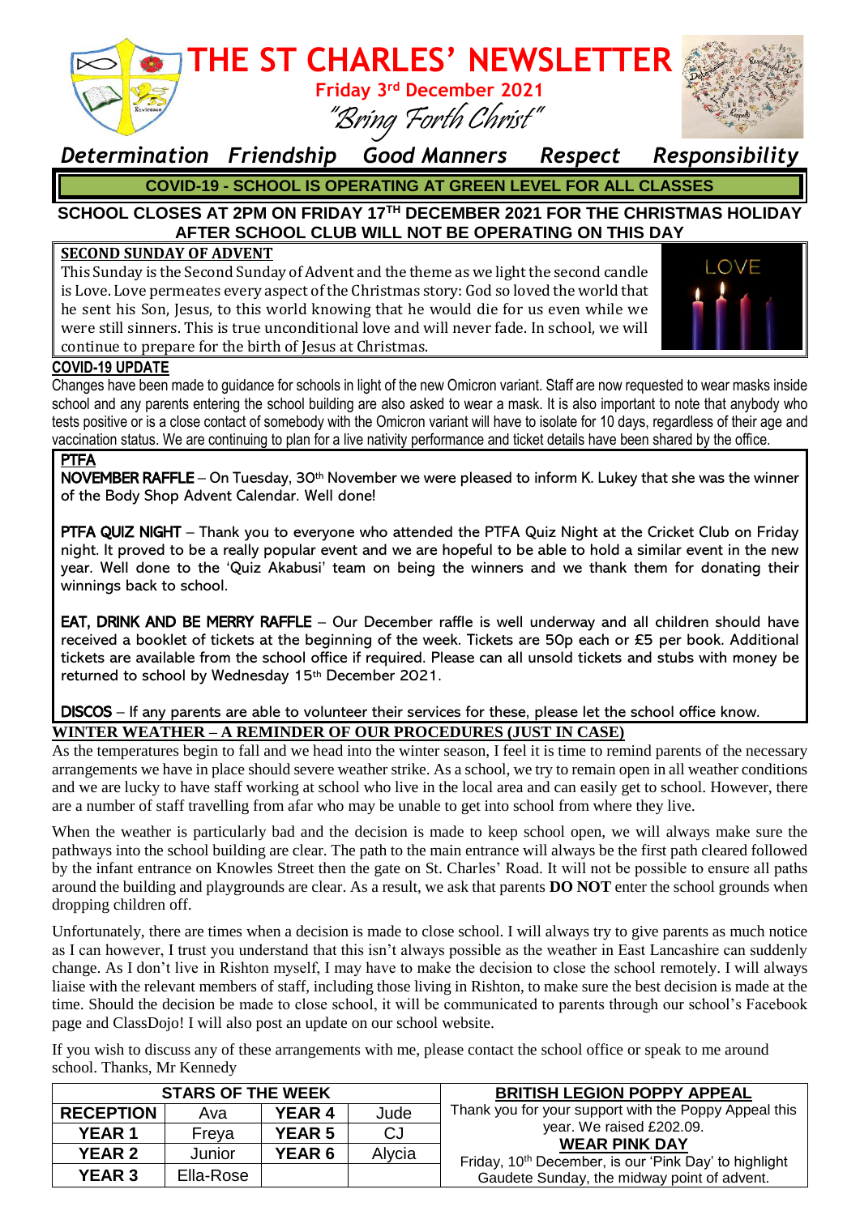# THE ST CHARLES' NEWSLETTER

**Friday 3rd December 2021**

*"Bring Forth Christ"*

*Determination Friendship Good Manners Respect Responsibility*

**COVID-19 - SCHOOL IS OPERATING AT GREEN LEVEL FOR ALL CLASSES**

**SCHOOL CLOSES AT 2PM ON FRIDAY 17TH DECEMBER 2021 FOR THE CHRISTMAS HOLIDAY**
**AFTER SCHOOL CLUB WILL NOT BE OPERATING ON THIS DAY**

## SECOND SUNDAY OF ADVENT

This Sunday is the Second Sunday of Advent and the theme as we light the second candle is Love. Love permeates every aspect of the Christmas story: God so loved the world that he sent his Son, Jesus, to this world knowing that he would die for us even while we were still sinners. This is true unconditional love and will never fade. In school, we will continue to prepare for the birth of Jesus at Christmas.

## COVID-19 UPDATE

Changes have been made to guidance for schools in light of the new Omicron variant. Staff are now requested to wear masks inside school and any parents entering the school building are also asked to wear a mask. It is also important to note that anybody who tests positive or is a close contact of somebody with the Omicron variant will have to isolate for 10 days, regardless of their age and vaccination status. We are continuing to plan for a live nativity performance and ticket details have been shared by the office.

## PTFA

**NOVEMBER RAFFLE** – On Tuesday, 30th November we were pleased to inform K. Lukey that she was the winner of the Body Shop Advent Calendar. Well done!

**PTFA QUIZ NIGHT** – Thank you to everyone who attended the PTFA Quiz Night at the Cricket Club on Friday night. It proved to be a really popular event and we are hopeful to be able to hold a similar event in the new year. Well done to the 'Quiz Akabusi' team on being the winners and we thank them for donating their winnings back to school.

**EAT, DRINK AND BE MERRY RAFFLE** – Our December raffle is well underway and all children should have received a booklet of tickets at the beginning of the week. Tickets are 50p each or £5 per book. Additional tickets are available from the school office if required. Please can all unsold tickets and stubs with money be returned to school by Wednesday 15th December 2021.

**DISCOS** – If any parents are able to volunteer their services for these, please let the school office know.

## WINTER WEATHER – A REMINDER OF OUR PROCEDURES (JUST IN CASE)

As the temperatures begin to fall and we head into the winter season, I feel it is time to remind parents of the necessary arrangements we have in place should severe weather strike. As a school, we try to remain open in all weather conditions and we are lucky to have staff working at school who live in the local area and can easily get to school. However, there are a number of staff travelling from afar who may be unable to get into school from where they live.

When the weather is particularly bad and the decision is made to keep school open, we will always make sure the pathways into the school building are clear. The path to the main entrance will always be the first path cleared followed by the infant entrance on Knowles Street then the gate on St. Charles' Road. It will not be possible to ensure all paths around the building and playgrounds are clear. As a result, we ask that parents **DO NOT** enter the school grounds when dropping children off.

Unfortunately, there are times when a decision is made to close school. I will always try to give parents as much notice as I can however, I trust you understand that this isn't always possible as the weather in East Lancashire can suddenly change. As I don't live in Rishton myself, I may have to make the decision to close the school remotely. I will always liaise with the relevant members of staff, including those living in Rishton, to make sure the best decision is made at the time. Should the decision be made to close school, it will be communicated to parents through our school's Facebook page and ClassDojo! I will also post an update on our school website.

If you wish to discuss any of these arrangements with me, please contact the school office or speak to me around school. Thanks, Mr Kennedy

| STARS OF THE WEEK | | | |
|---|---|---|---|
| RECEPTION | Ava | YEAR 4 | Jude |
| YEAR 1 | Freya | YEAR 5 | CJ |
| YEAR 2 | Junior | YEAR 6 | Alycia |
| YEAR 3 | Ella-Rose | | |

## BRITISH LEGION POPPY APPEAL

Thank you for your support with the Poppy Appeal this year. We raised £202.09.

## WEAR PINK DAY

Friday, 10th December, is our 'Pink Day' to highlight Gaudete Sunday, the midway point of advent.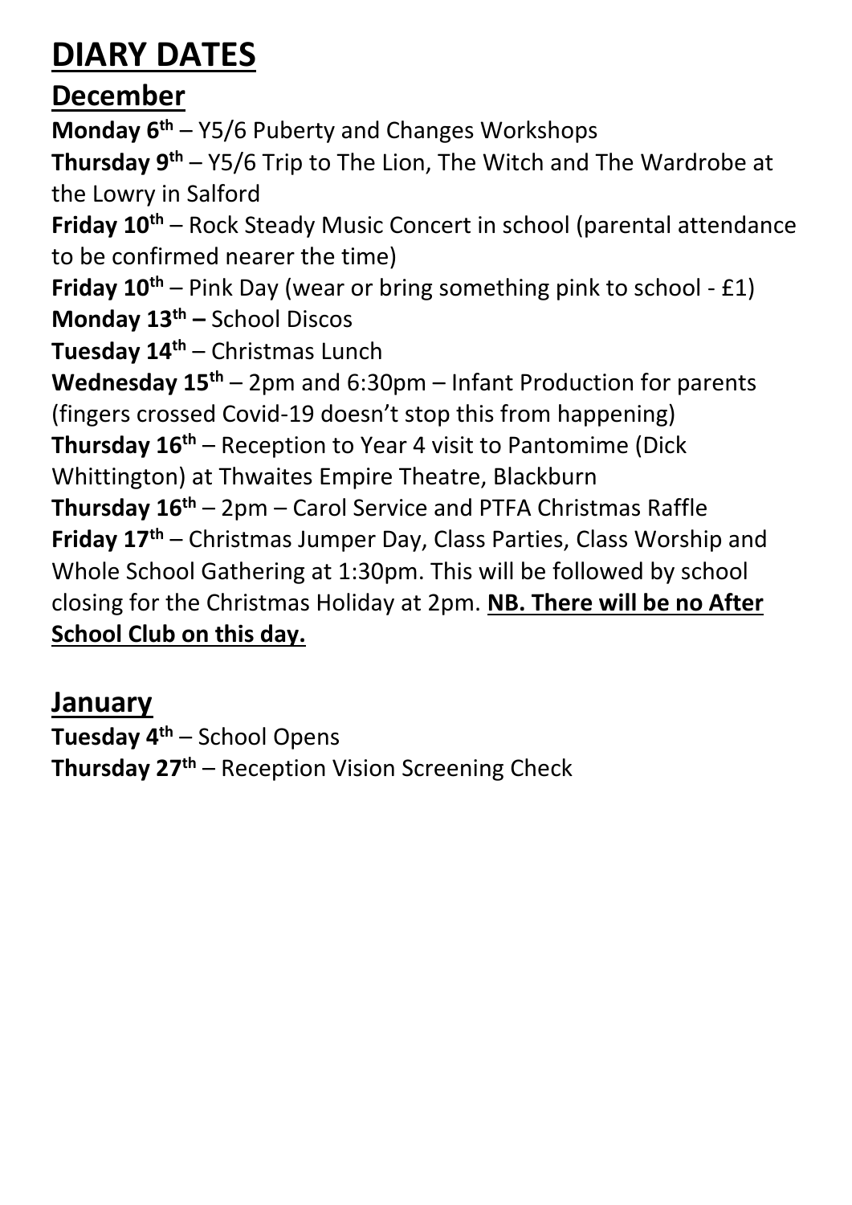# DIARY DATES

## December

**Monday 6th** – Y5/6 Puberty and Changes Workshops
**Thursday 9th** – Y5/6 Trip to The Lion, The Witch and The Wardrobe at the Lowry in Salford
**Friday 10th** – Rock Steady Music Concert in school (parental attendance to be confirmed nearer the time)
**Friday 10th** – Pink Day (wear or bring something pink to school - £1)
**Monday 13th –** School Discos
**Tuesday 14th** – Christmas Lunch
**Wednesday 15th** – 2pm and 6:30pm – Infant Production for parents (fingers crossed Covid-19 doesn't stop this from happening)
**Thursday 16th** – Reception to Year 4 visit to Pantomime (Dick Whittington) at Thwaites Empire Theatre, Blackburn
**Thursday 16th** – 2pm – Carol Service and PTFA Christmas Raffle
**Friday 17th** – Christmas Jumper Day, Class Parties, Class Worship and Whole School Gathering at 1:30pm. This will be followed by school closing for the Christmas Holiday at 2pm. **NB. There will be no After School Club on this day.**

## January

**Tuesday 4th** – School Opens
**Thursday 27th** – Reception Vision Screening Check